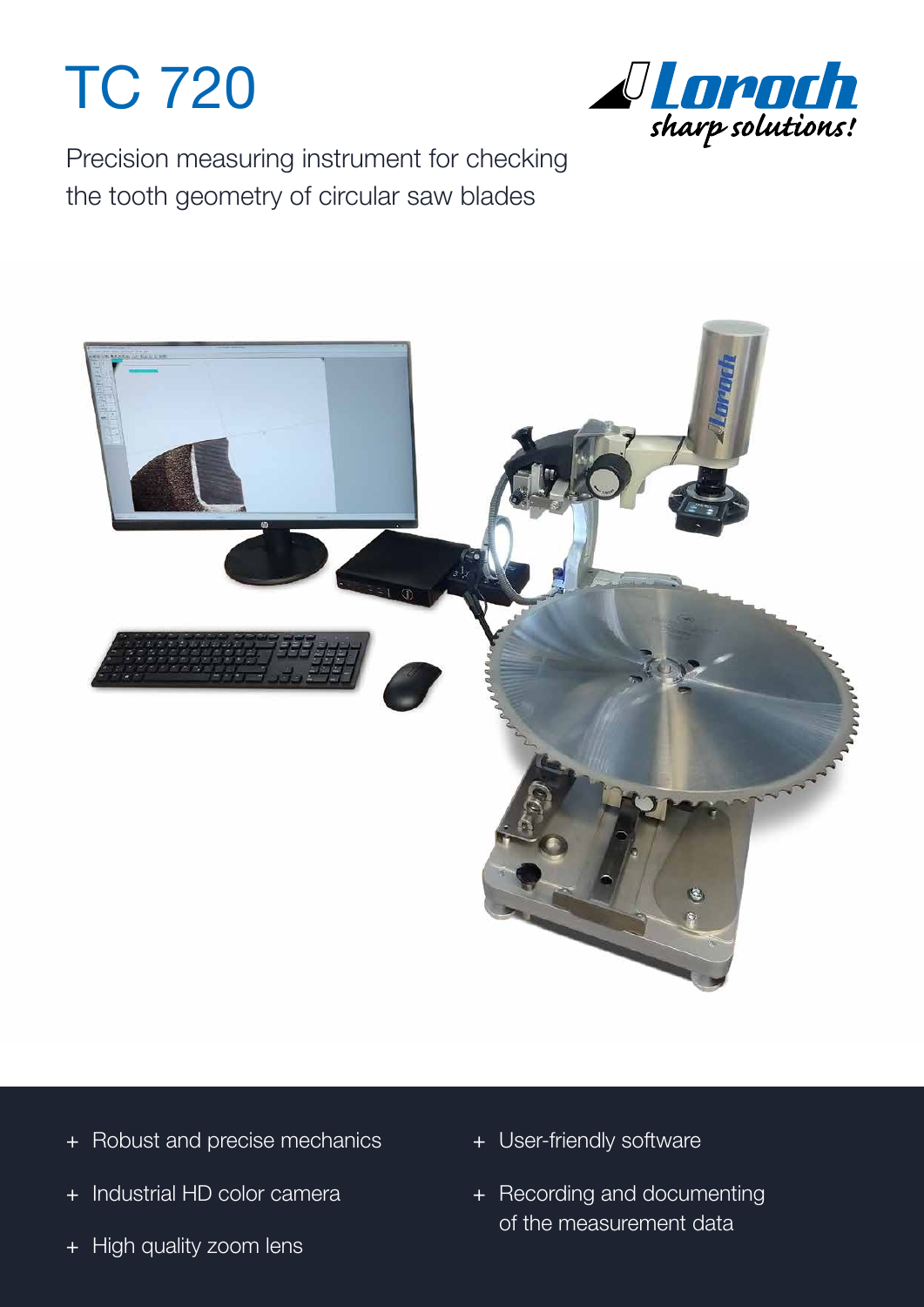# TC 720

Precision measuring instrument for checking the tooth geometry of circular saw blades

- + Robust and precise mechanics
- + Industrial HD color camera
- + High quality zoom lens
- + User-friendly software
- + Recording and documenting of the measurement data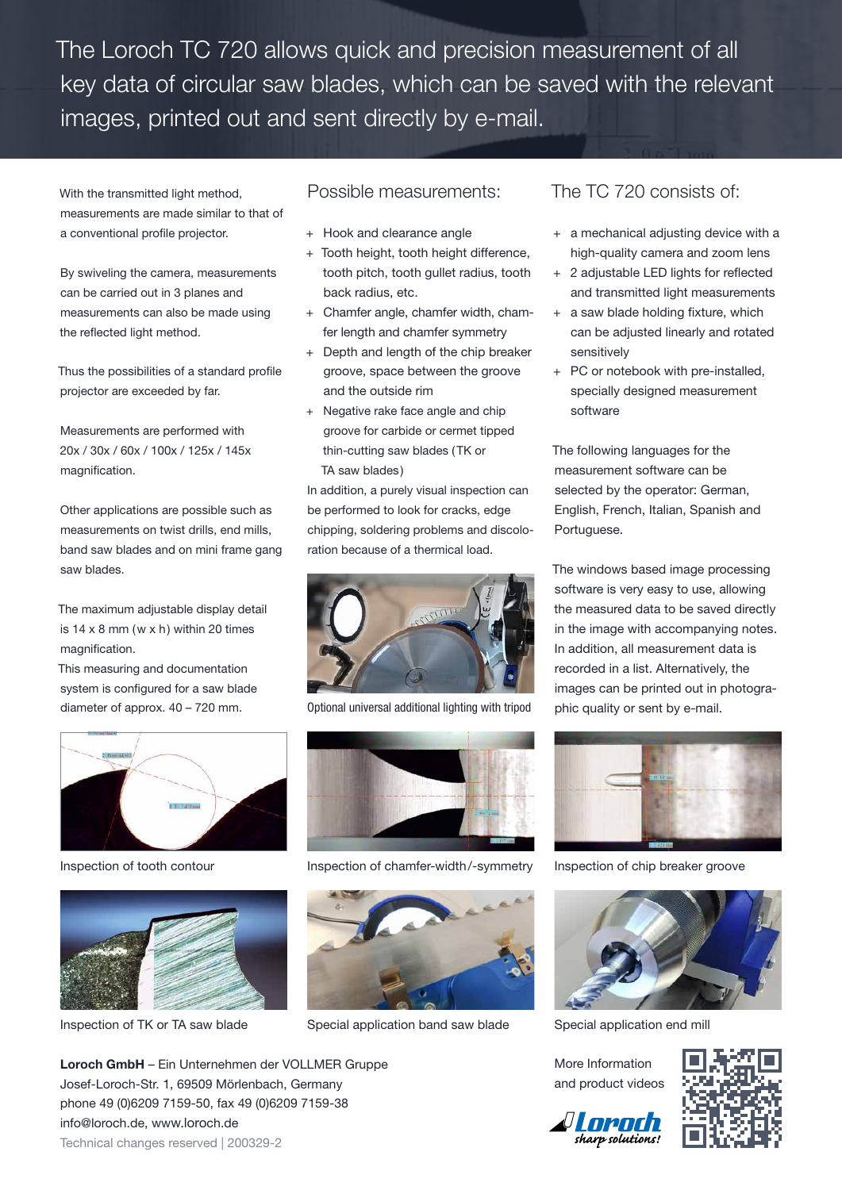# The Loroch TC 720 allows quick and precision measurement of all key data of circular saw blades, which can be saved with the relevant images, printed out and sent directly by e-mail.

With the transmitted light method, measurements are made similar to that of a conventional profile projector.

By swiveling the camera, measurements can be carried out in 3 planes and measurements can also be made using the reflected light method.

Thus the possibilities of a standard profile projector are exceeded by far.

Measurements are performed with 20x / 30x / 60x / 100x / 125x / 145x magnification.

Other applications are possible such as measurements on twist drills, end mills, band saw blades and on mini frame gang saw blades.

The maximum adjustable display detail is 14 x 8 mm (w x h) within 20 times magnification.
This measuring and documentation system is configured for a saw blade diameter of approx. 40 – 720 mm.

## Possible measurements:

- Hook and clearance angle
- Tooth height, tooth height difference, tooth pitch, tooth gullet radius, tooth back radius, etc.
- Chamfer angle, chamfer width, chamfer length and chamfer symmetry
- Depth and length of the chip breaker groove, space between the groove and the outside rim
- Negative rake face angle and chip groove for carbide or cermet tipped thin-cutting saw blades (TK or TA saw blades)

In addition, a purely visual inspection can be performed to look for cracks, edge chipping, soldering problems and discoloration because of a thermical load.

Optional universal additional lighting with tripod

## The TC 720 consists of:

- a mechanical adjusting device with a high-quality camera and zoom lens
- 2 adjustable LED lights for reflected and transmitted light measurements
- a saw blade holding fixture, which can be adjusted linearly and rotated sensitively
- PC or notebook with pre-installed, specially designed measurement software

The following languages for the measurement software can be selected by the operator: German, English, French, Italian, Spanish and Portuguese.

The windows based image processing software is very easy to use, allowing the measured data to be saved directly in the image with accompanying notes. In addition, all measurement data is recorded in a list. Alternatively, the images can be printed out in photographic quality or sent by e-mail.

Inspection of tooth contour

Inspection of chamfer-width/-symmetry

Inspection of chip breaker groove

Inspection of TK or TA saw blade

Special application band saw blade

Special application end mill

**Loroch GmbH** – Ein Unternehmen der VOLLMER Gruppe
Josef-Loroch-Str. 1, 69509 Mörlenbach, Germany
phone 49 (0)6209 7159-50, fax 49 (0)6209 7159-38
info@loroch.de, www.loroch.de
Technical changes reserved | 200329-2

More Information and product videos

Loroch sharp solutions!